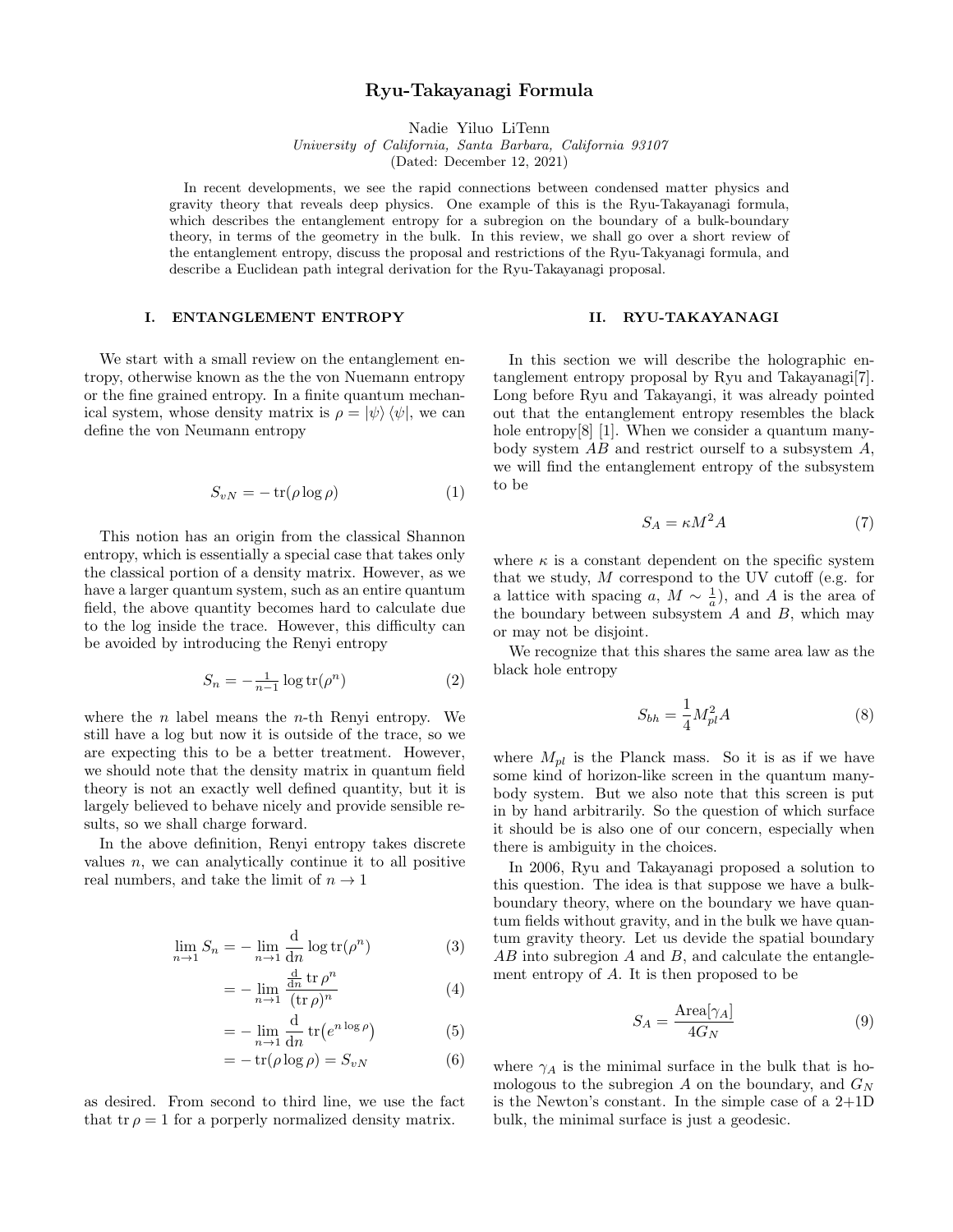# Ryu-Takayanagi Formula

Nadie Yiluo LiTenn
*University of California, Santa Barbara, California 93107*
(Dated: December 12, 2021)

In recent developments, we see the rapid connections between condensed matter physics and gravity theory that reveals deep physics. One example of this is the Ryu-Takayanagi formula, which describes the entanglement entropy for a subregion on the boundary of a bulk-boundary theory, in terms of the geometry in the bulk. In this review, we shall go over a short review of the entanglement entropy, discuss the proposal and restrictions of the Ryu-Takyanagi formula, and describe a Euclidean path integral derivation for the Ryu-Takayanagi proposal.

## I. ENTANGLEMENT ENTROPY

We start with a small review on the entanglement entropy, otherwise known as the the von Nuemann entropy or the fine grained entropy. In a finite quantum mechanical system, whose density matrix is $\rho = |\psi\rangle\langle\psi|$, we can define the von Neumann entropy

$$S_{vN} = -\operatorname{tr}(\rho \log \rho) \tag{1}$$

This notion has an origin from the classical Shannon entropy, which is essentially a special case that takes only the classical portion of a density matrix. However, as we have a larger quantum system, such as an entire quantum field, the above quantity becomes hard to calculate due to the log inside the trace. However, this difficulty can be avoided by introducing the Renyi entropy

$$S_n = -\tfrac{1}{n-1} \log \operatorname{tr}(\rho^n) \tag{2}$$

where the $n$ label means the $n$-th Renyi entropy. We still have a log but now it is outside of the trace, so we are expecting this to be a better treatment. However, we should note that the density matrix in quantum field theory is not an exactly well defined quantity, but it is largely believed to behave nicely and provide sensible results, so we shall charge forward.

In the above definition, Renyi entropy takes discrete values $n$, we can analytically continue it to all positive real numbers, and take the limit of $n \to 1$

$$\lim_{n\to 1} S_n = -\lim_{n\to 1} \frac{\mathrm{d}}{\mathrm{d}n} \log \operatorname{tr}(\rho^n) \tag{3}$$

$$= -\lim_{n\to 1} \frac{\frac{\mathrm{d}}{\mathrm{d}n} \operatorname{tr}\rho^n}{(\operatorname{tr}\rho)^n} \tag{4}$$

$$= -\lim_{n\to 1} \frac{\mathrm{d}}{\mathrm{d}n} \operatorname{tr}\big(e^{n\log\rho}\big) \tag{5}$$

$$= -\operatorname{tr}(\rho\log\rho) = S_{vN} \tag{6}$$

as desired. From second to third line, we use the fact that $\operatorname{tr}\rho = 1$ for a porperly normalized density matrix.

## II. RYU-TAKAYANAGI

In this section we will describe the holographic entanglement entropy proposal by Ryu and Takayanagi[7]. Long before Ryu and Takayangi, it was already pointed out that the entanglement entropy resembles the black hole entropy[8] [1]. When we consider a quantum many-body system $AB$ and restrict ourself to a subsystem $A$, we will find the entanglement entropy of the subsystem to be

$$S_A = \kappa M^2 A \tag{7}$$

where $\kappa$ is a constant dependent on the specific system that we study, $M$ correspond to the UV cutoff (e.g. for a lattice with spacing $a$, $M \sim \frac{1}{a}$), and $A$ is the area of the boundary between subsystem $A$ and $B$, which may or may not be disjoint.

We recognize that this shares the same area law as the black hole entropy

$$S_{bh} = \frac{1}{4} M_{pl}^2 A \tag{8}$$

where $M_{pl}$ is the Planck mass. So it is as if we have some kind of horizon-like screen in the quantum many-body system. But we also note that this screen is put in by hand arbitrarily. So the question of which surface it should be is also one of our concern, especially when there is ambiguity in the choices.

In 2006, Ryu and Takayanagi proposed a solution to this question. The idea is that suppose we have a bulk-boundary theory, where on the boundary we have quantum fields without gravity, and in the bulk we have quantum gravity theory. Let us devide the spatial boundary $AB$ into subregion $A$ and $B$, and calculate the entanglement entropy of $A$. It is then proposed to be

$$S_A = \frac{\text{Area}[\gamma_A]}{4G_N} \tag{9}$$

where $\gamma_A$ is the minimal surface in the bulk that is homologous to the subregion $A$ on the boundary, and $G_N$ is the Newton's constant. In the simple case of a 2+1D bulk, the minimal surface is just a geodesic.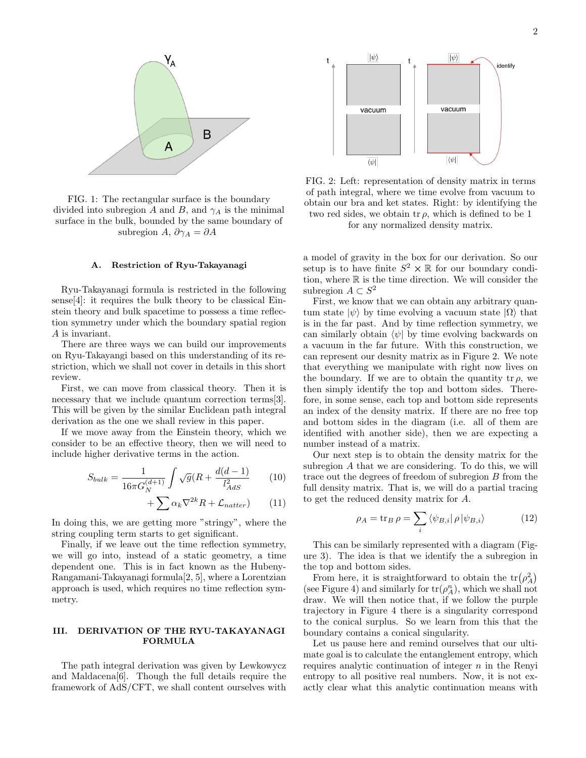FIG. 1: The rectangular surface is the boundary divided into subregion $A$ and $B$, and $\gamma_A$ is the minimal surface in the bulk, bounded by the same boundary of subregion $A$, $\partial\gamma_A = \partial A$

### A. Restriction of Ryu-Takayanagi

Ryu-Takayanagi formula is restricted in the following sense[4]: it requires the bulk theory to be classical Einstein theory and bulk spacetime to possess a time reflection symmetry under which the boundary spatial region $A$ is invariant.

There are three ways we can build our improvements on Ryu-Takayangi based on this understanding of its restriction, which we shall not cover in details in this short review.

First, we can move from classical theory. Then it is necessary that we include quantum correction terms[3]. This will be given by the similar Euclidean path integral derivation as the one we shall review in this paper.

If we move away from the Einstein theory, which we consider to be an effective theory, then we will need to include higher derivative terms in the action.

$$S_{bulk} = \frac{1}{16\pi G_N^{(d+1)}} \int \sqrt{g}(R + \frac{d(d-1)}{l_{AdS}^2} \tag{10}$$

$$+ \sum \alpha_k \nabla^{2k} R + \mathcal{L}_{natter}) \tag{11}$$

In doing this, we are getting more "stringy", where the string coupling term starts to get significant.

Finally, if we leave out the time reflection symmetry, we will go into, instead of a static geometry, a time dependent one. This is in fact known as the Hubeny-Rangamani-Takayanagi formula[2, 5], where a Lorentzian approach is used, which requires no time reflection symmetry.

## III. DERIVATION OF THE RYU-TAKAYANAGI FORMULA

The path integral derivation was given by Lewkowycz and Maldacena[6]. Though the full details require the framework of AdS/CFT, we shall content ourselves with a model of gravity in the box for our derivation. So our setup is to have finite $S^2 \times \mathbb{R}$ for our boundary condition, where $\mathbb{R}$ is the time direction. We will consider the subregion $A \subset S^2$

FIG. 2: Left: representation of density matrix in terms of path integral, where we time evolve from vacuum to obtain our bra and ket states. Right: by identifying the two red sides, we obtain $\operatorname{tr}\rho$, which is defined to be 1 for any normalized density matrix.

First, we know that we can obtain any arbitrary quantum state $|\psi\rangle$ by time evolving a vacuum state $|\Omega\rangle$ that is in the far past. And by time reflection symmetry, we can similarly obtain $\langle\psi|$ by time evolving backwards on a vacuum in the far future. With this construction, we can represent our density matrix as in Figure 2. We note that everything we manipulate with right now lives on the boundary. If we are to obtain the quantity $\operatorname{tr}\rho$, we then simply identify the top and bottom sides. Therefore, in some sense, each top and bottom side represents an index of the density matrix. If there are no free top and bottom sides in the diagram (i.e. all of them are identified with another side), then we are expecting a number instead of a matrix.

Our next step is to obtain the density matrix for the subregion $A$ that we are considering. To do this, we will trace out the degrees of freedom of subregion $B$ from the full density matrix. That is, we will do a partial tracing to get the reduced density matrix for $A$.

$$\rho_A = \operatorname{tr}_B \rho = \sum_i \langle\psi_{B,i}|\,\rho\,|\psi_{B,i}\rangle \tag{12}$$

This can be similarly represented with a diagram (Figure 3). The idea is that we identify the a subregion in the top and bottom sides.

From here, it is straightforward to obtain the $\operatorname{tr}(\rho_A^2)$ (see Figure 4) and similarly for $\operatorname{tr}(\rho_A^n)$, which we shall not draw. We will then notice that, if we follow the purple trajectory in Figure 4 there is a singularity correspond to the conical surplus. So we learn from this that the boundary contains a conical singularity.

Let us pause here and remind ourselves that our ultimate goal is to calculate the entanglement entropy, which requires analytic continuation of integer $n$ in the Renyi entropy to all positive real numbers. Now, it is not exactly clear what this analytic continuation means with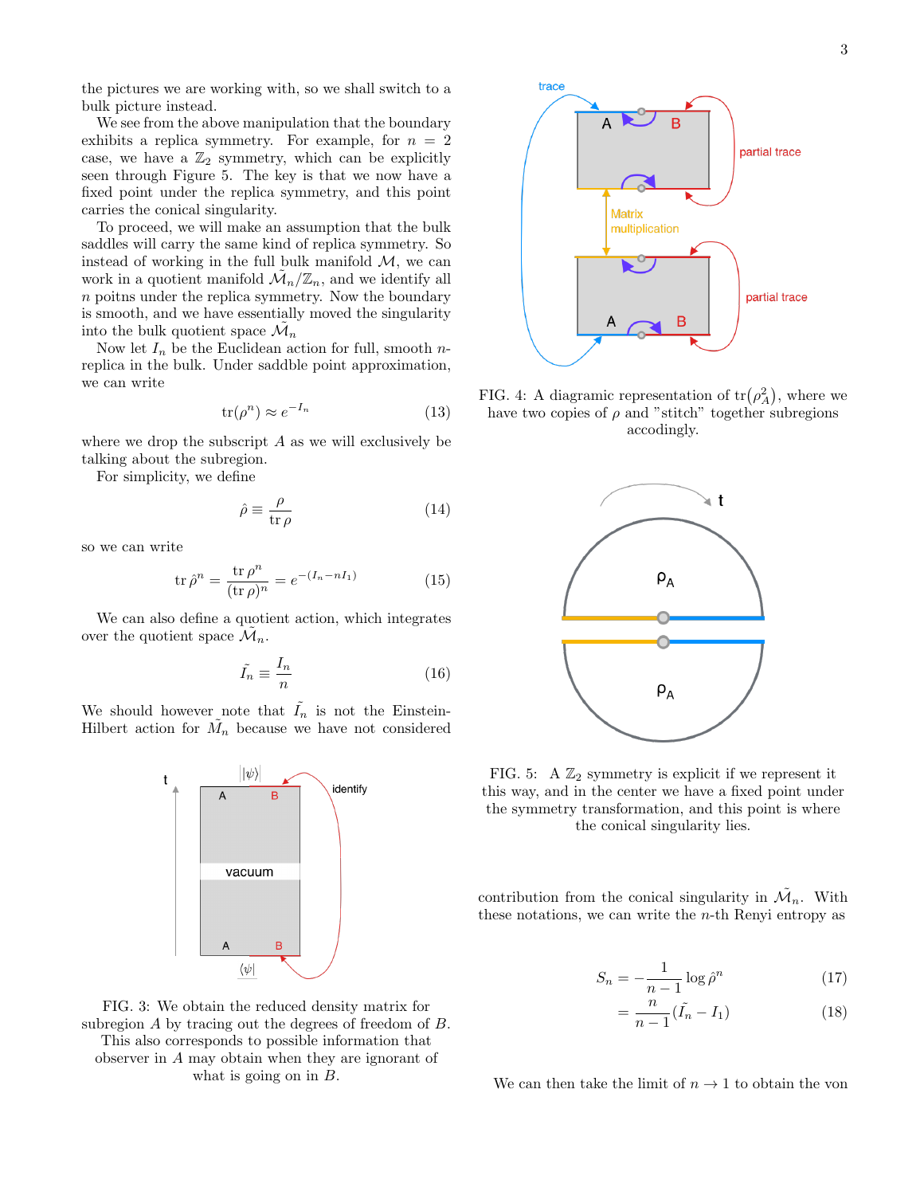the pictures we are working with, so we shall switch to a bulk picture instead.

We see from the above manipulation that the boundary exhibits a replica symmetry. For example, for $n = 2$ case, we have a $\mathbb{Z}_2$ symmetry, which can be explicitly seen through Figure 5. The key is that we now have a fixed point under the replica symmetry, and this point carries the conical singularity.

To proceed, we will make an assumption that the bulk saddles will carry the same kind of replica symmetry. So instead of working in the full bulk manifold $\mathcal{M}$, we can work in a quotient manifold $\tilde{\mathcal{M}}_n/\mathbb{Z}_n$, and we identify all $n$ poitns under the replica symmetry. Now the boundary is smooth, and we have essentially moved the singularity into the bulk quotient space $\tilde{\mathcal{M}}_n$

Now let $I_n$ be the Euclidean action for full, smooth $n$-replica in the bulk. Under saddle point approximation, we can write

$$\mathrm{tr}(\rho^n) \approx e^{-I_n} \tag{13}$$

where we drop the subscript $A$ as we will exclusively be talking about the subregion.

For simplicity, we define

$$\hat{\rho} \equiv \frac{\rho}{\mathrm{tr}\,\rho} \tag{14}$$

so we can write

$$\mathrm{tr}\,\hat{\rho}^n = \frac{\mathrm{tr}\,\rho^n}{(\mathrm{tr}\,\rho)^n} = e^{-(I_n - nI_1)} \tag{15}$$

We can also define a quotient action, which integrates over the quotient space $\tilde{\mathcal{M}}_n$.

$$\tilde{I}_n \equiv \frac{I_n}{n} \tag{16}$$

We should however note that $\tilde{I}_n$ is not the Einstein-Hilbert action for $\tilde{M}_n$ because we have not considered

FIG. 3: We obtain the reduced density matrix for subregion $A$ by tracing out the degrees of freedom of $B$. This also corresponds to possible information that observer in $A$ may obtain when they are ignorant of what is going on in $B$.

FIG. 4: A diagramic representation of $\mathrm{tr}(\rho_A^2)$, where we have two copies of $\rho$ and "stitch" together subregions accodingly.

FIG. 5: A $\mathbb{Z}_2$ symmetry is explicit if we represent it this way, and in the center we have a fixed point under the symmetry transformation, and this point is where the conical singularity lies.

contribution from the conical singularity in $\tilde{\mathcal{M}}_n$. With these notations, we can write the $n$-th Renyi entropy as

$$S_n = -\frac{1}{n-1}\log\hat{\rho}^n \tag{17}$$

$$= \frac{n}{n-1}(\tilde{I}_n - I_1) \tag{18}$$

We can then take the limit of $n \to 1$ to obtain the von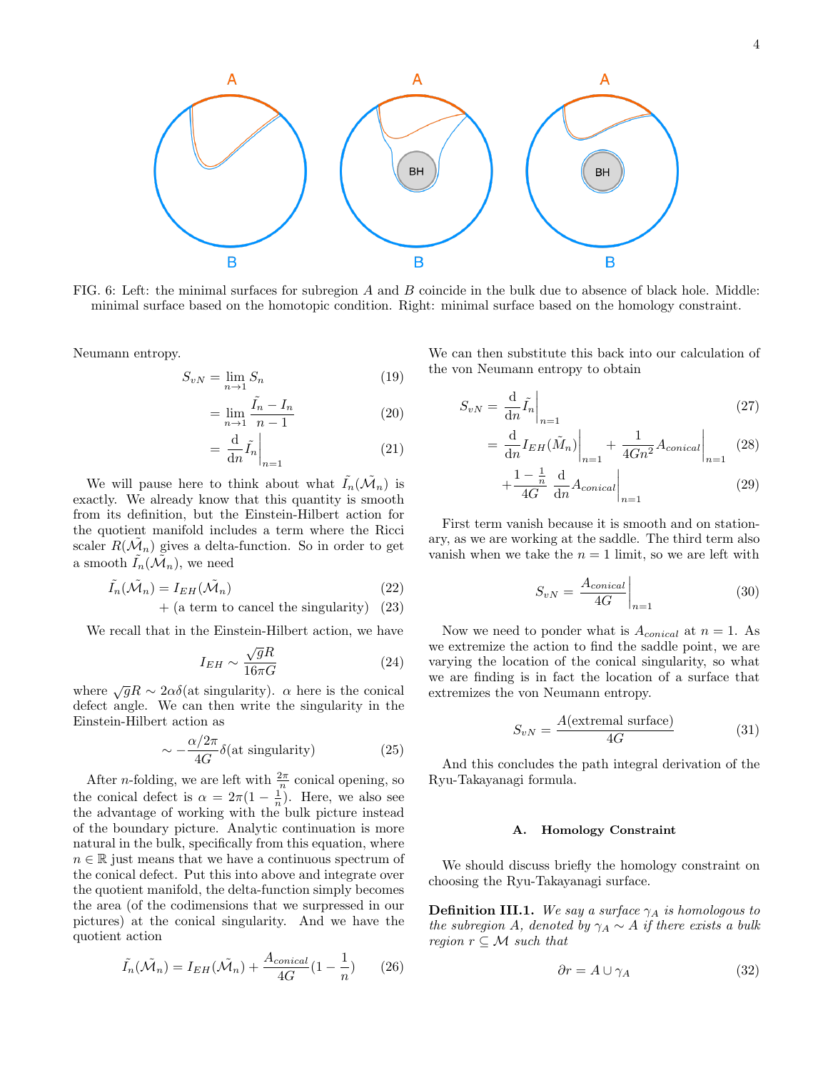FIG. 6: Left: the minimal surfaces for subregion $A$ and $B$ coincide in the bulk due to absence of black hole. Middle: minimal surface based on the homotopic condition. Right: minimal surface based on the homology constraint.

Neumann entropy.

$$S_{vN} = \lim_{n\to 1} S_n \tag{19}$$

$$= \lim_{n\to 1} \frac{\tilde{I}_n - I_n}{n-1} \tag{20}$$

$$= \frac{\mathrm{d}}{\mathrm{d}n}\tilde{I}_n\Big|_{n=1} \tag{21}$$

We will pause here to think about what $\tilde{I}_n(\tilde{\mathcal{M}}_n)$ is exactly. We already know that this quantity is smooth from its definition, but the Einstein-Hilbert action for the quotient manifold includes a term where the Ricci scaler $R(\tilde{\mathcal{M}}_n)$ gives a delta-function. So in order to get a smooth $\tilde{I}_n(\tilde{\mathcal{M}}_n)$, we need

$$\tilde{I}_n(\tilde{\mathcal{M}}_n) = I_{EH}(\tilde{\mathcal{M}}_n) \tag{22}$$

$$+ \text{(a term to cancel the singularity)} \tag{23}$$

We recall that in the Einstein-Hilbert action, we have

$$I_{EH} \sim \frac{\sqrt{g}R}{16\pi G} \tag{24}$$

where $\sqrt{g}R \sim 2\alpha\delta(\text{at singularity})$. $\alpha$ here is the conical defect angle. We can then write the singularity in the Einstein-Hilbert action as

$$\sim -\frac{\alpha/2\pi}{4G}\delta(\text{at singularity}) \tag{25}$$

After $n$-folding, we are left with $\frac{2\pi}{n}$ conical opening, so the conical defect is $\alpha = 2\pi(1-\frac{1}{n})$. Here, we also see the advantage of working with the bulk picture instead of the boundary picture. Analytic continuation is more natural in the bulk, specifically from this equation, where $n \in \mathbb{R}$ just means that we have a continuous spectrum of the conical defect. Put this into above and integrate over the quotient manifold, the delta-function simply becomes the area (of the codimensions that we surpressed in our pictures) at the conical singularity. And we have the quotient action

$$\tilde{I}_n(\tilde{\mathcal{M}}_n) = I_{EH}(\tilde{\mathcal{M}}_n) + \frac{A_{conical}}{4G}(1-\frac{1}{n}) \tag{26}$$

We can then substitute this back into our calculation of the von Neumann entropy to obtain

$$S_{vN} = \frac{\mathrm{d}}{\mathrm{d}n}\tilde{I}_n\Big|_{n=1} \tag{27}$$

$$= \frac{\mathrm{d}}{\mathrm{d}n}I_{EH}(\tilde{M}_n)\Big|_{n=1} + \frac{1}{4Gn^2}A_{conical}\Big|_{n=1} \tag{28}$$

$$+\frac{1-\frac{1}{n}}{4G}\frac{\mathrm{d}}{\mathrm{d}n}A_{conical}\Big|_{n=1} \tag{29}$$

First term vanish because it is smooth and on stationary, as we are working at the saddle. The third term also vanish when we take the $n=1$ limit, so we are left with

$$S_{vN} = \frac{A_{conical}}{4G}\Big|_{n=1} \tag{30}$$

Now we need to ponder what is $A_{conical}$ at $n=1$. As we extremize the action to find the saddle point, we are varying the location of the conical singularity, so what we are finding is in fact the location of a surface that extremizes the von Neumann entropy.

$$S_{vN} = \frac{A(\text{extremal surface})}{4G} \tag{31}$$

And this concludes the path integral derivation of the Ryu-Takayanagi formula.

### A. Homology Constraint

We should discuss briefly the homology constraint on choosing the Ryu-Takayanagi surface.

**Definition III.1.** *We say a surface $\gamma_A$ is homologous to the subregion $A$, denoted by $\gamma_A \sim A$ if there exists a bulk region $r \subseteq \mathcal{M}$ such that*

$$\partial r = A \cup \gamma_A \tag{32}$$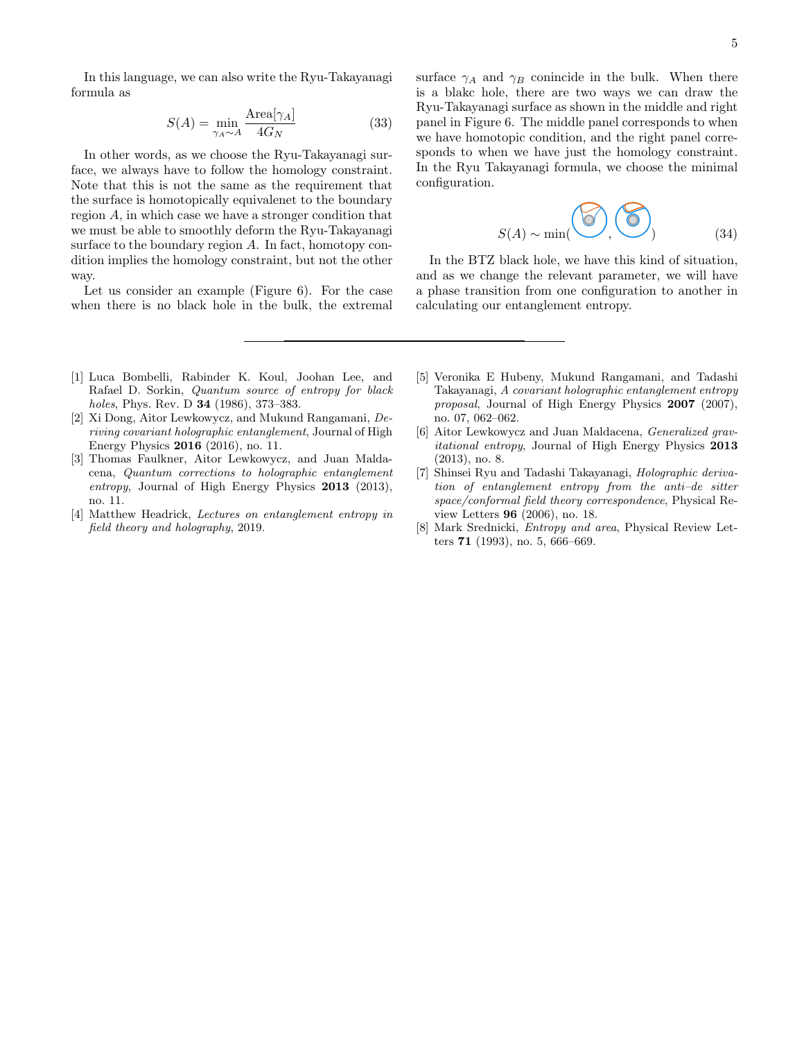In this language, we can also write the Ryu-Takayanagi formula as

$$S(A) = \min_{\gamma_A \sim A} \frac{\text{Area}[\gamma_A]}{4G_N} \tag{33}$$

In other words, as we choose the Ryu-Takayanagi surface, we always have to follow the homology constraint. Note that this is not the same as the requirement that the surface is homotopically equivalenet to the boundary region $A$, in which case we have a stronger condition that we must be able to smoothly deform the Ryu-Takayanagi surface to the boundary region $A$. In fact, homotopy condition implies the homology constraint, but not the other way.

Let us consider an example (Figure 6). For the case when there is no black hole in the bulk, the extremal surface $\gamma_A$ and $\gamma_B$ conincide in the bulk. When there is a blakc hole, there are two ways we can draw the Ryu-Takayanagi surface as shown in the middle and right panel in Figure 6. The middle panel corresponds to when we have homotopic condition, and the right panel corresponds to when we have just the homology constraint. In the Ryu Takayanagi formula, we choose the minimal configuration.

$$S(A) \sim \min( \quad , \quad ) \tag{34}$$

In the BTZ black hole, we have this kind of situation, and as we change the relevant parameter, we will have a phase transition from one configuration to another in calculating our entanglement entropy.

---

[1] Luca Bombelli, Rabinder K. Koul, Joohan Lee, and Rafael D. Sorkin, *Quantum source of entropy for black holes*, Phys. Rev. D **34** (1986), 373–383.

[2] Xi Dong, Aitor Lewkowycz, and Mukund Rangamani, *Deriving covariant holographic entanglement*, Journal of High Energy Physics **2016** (2016), no. 11.

[3] Thomas Faulkner, Aitor Lewkowycz, and Juan Maldacena, *Quantum corrections to holographic entanglement entropy*, Journal of High Energy Physics **2013** (2013), no. 11.

[4] Matthew Headrick, *Lectures on entanglement entropy in field theory and holography*, 2019.

[5] Veronika E Hubeny, Mukund Rangamani, and Tadashi Takayanagi, *A covariant holographic entanglement entropy proposal*, Journal of High Energy Physics **2007** (2007), no. 07, 062–062.

[6] Aitor Lewkowycz and Juan Maldacena, *Generalized gravitational entropy*, Journal of High Energy Physics **2013** (2013), no. 8.

[7] Shinsei Ryu and Tadashi Takayanagi, *Holographic derivation of entanglement entropy from the anti–de sitter space/conformal field theory correspondence*, Physical Review Letters **96** (2006), no. 18.

[8] Mark Srednicki, *Entropy and area*, Physical Review Letters **71** (1993), no. 5, 666–669.